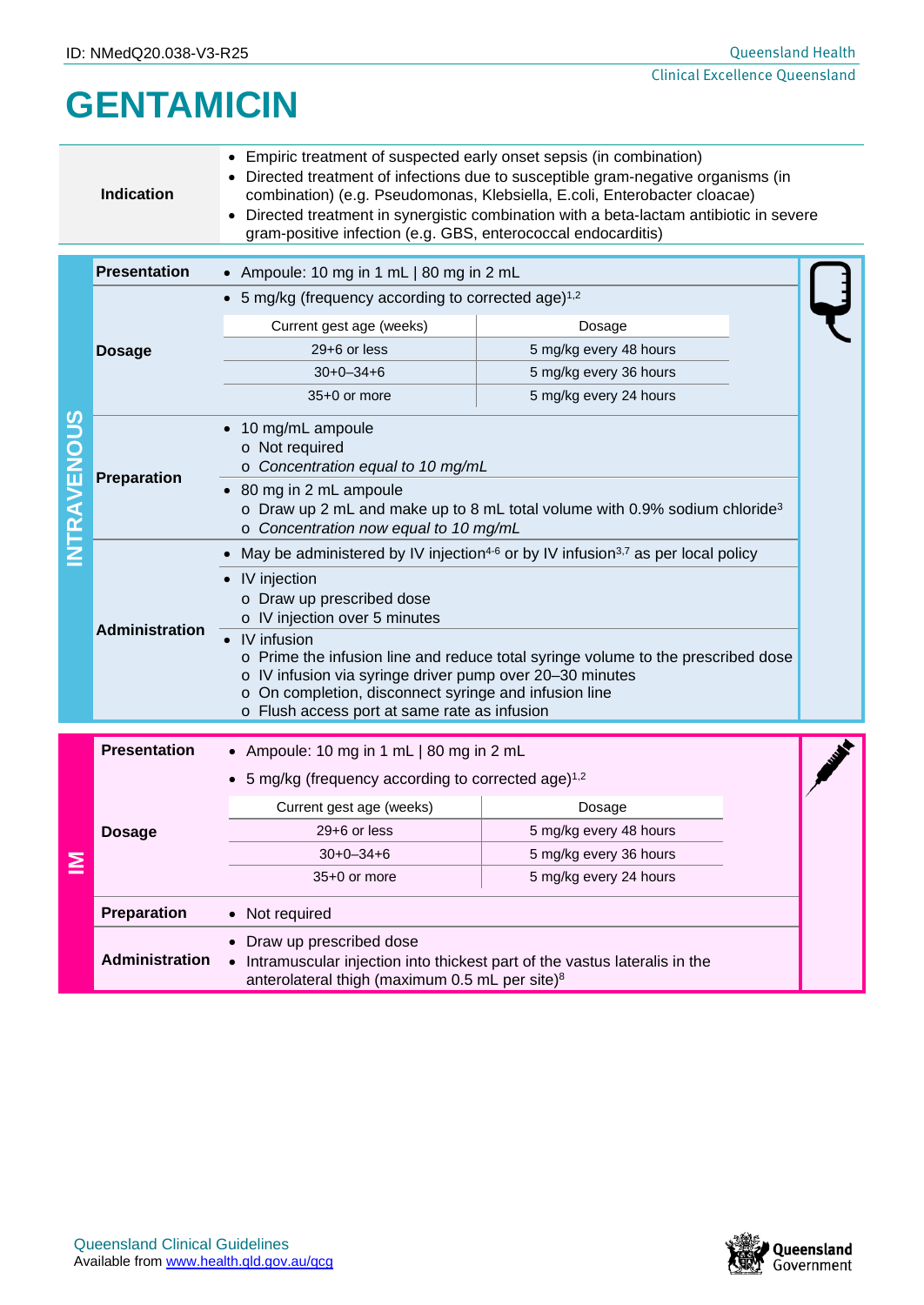ID: NMedQ20.038-V3-R25

# GENTAMICIN

| | |
|---|---|
| **Indication** | • Empiric treatment of suspected early onset sepsis (in combination)<br>• Directed treatment of infections due to susceptible gram-negative organisms (in combination) (e.g. Pseudomonas, Klebsiella, E.coli, Enterobacter cloacae)<br>• Directed treatment in synergistic combination with a beta-lactam antibiotic in severe gram-positive infection (e.g. GBS, enterococcal endocarditis) |

## INTRAVENOUS

| | |
|---|---|
| **Presentation** | • Ampoule: 10 mg in 1 mL \| 80 mg in 2 mL |
| **Dosage** | • 5 mg/kg (frequency according to corrected age)[1,2] |
| **Preparation** | • 10 mg/mL ampoule<br>  o Not required<br>  o *Concentration equal to 10 mg/mL*<br>• 80 mg in 2 mL ampoule<br>  o Draw up 2 mL and make up to 8 mL total volume with 0.9% sodium chloride[3]<br>  o *Concentration now equal to 10 mg/mL* |
| **Administration** | • May be administered by IV injection[4-6] or by IV infusion[3,7] as per local policy<br>• IV injection<br>  o Draw up prescribed dose<br>  o IV injection over 5 minutes<br>• IV infusion<br>  o Prime the infusion line and reduce total syringe volume to the prescribed dose<br>  o IV infusion via syringe driver pump over 20–30 minutes<br>  o On completion, disconnect syringe and infusion line<br>  o Flush access port at same rate as infusion |

| Current gest age (weeks) | Dosage |
|---|---|
| 29+6 or less | 5 mg/kg every 48 hours |
| 30+0–34+6 | 5 mg/kg every 36 hours |
| 35+0 or more | 5 mg/kg every 24 hours |

## IM

| | |
|---|---|
| **Presentation** | • Ampoule: 10 mg in 1 mL \| 80 mg in 2 mL |
| **Dosage** | • 5 mg/kg (frequency according to corrected age)[1,2] |
| **Preparation** | • Not required |
| **Administration** | • Draw up prescribed dose<br>• Intramuscular injection into thickest part of the vastus lateralis in the anterolateral thigh (maximum 0.5 mL per site)[8] |

| Current gest age (weeks) | Dosage |
|---|---|
| 29+6 or less | 5 mg/kg every 48 hours |
| 30+0–34+6 | 5 mg/kg every 36 hours |
| 35+0 or more | 5 mg/kg every 24 hours |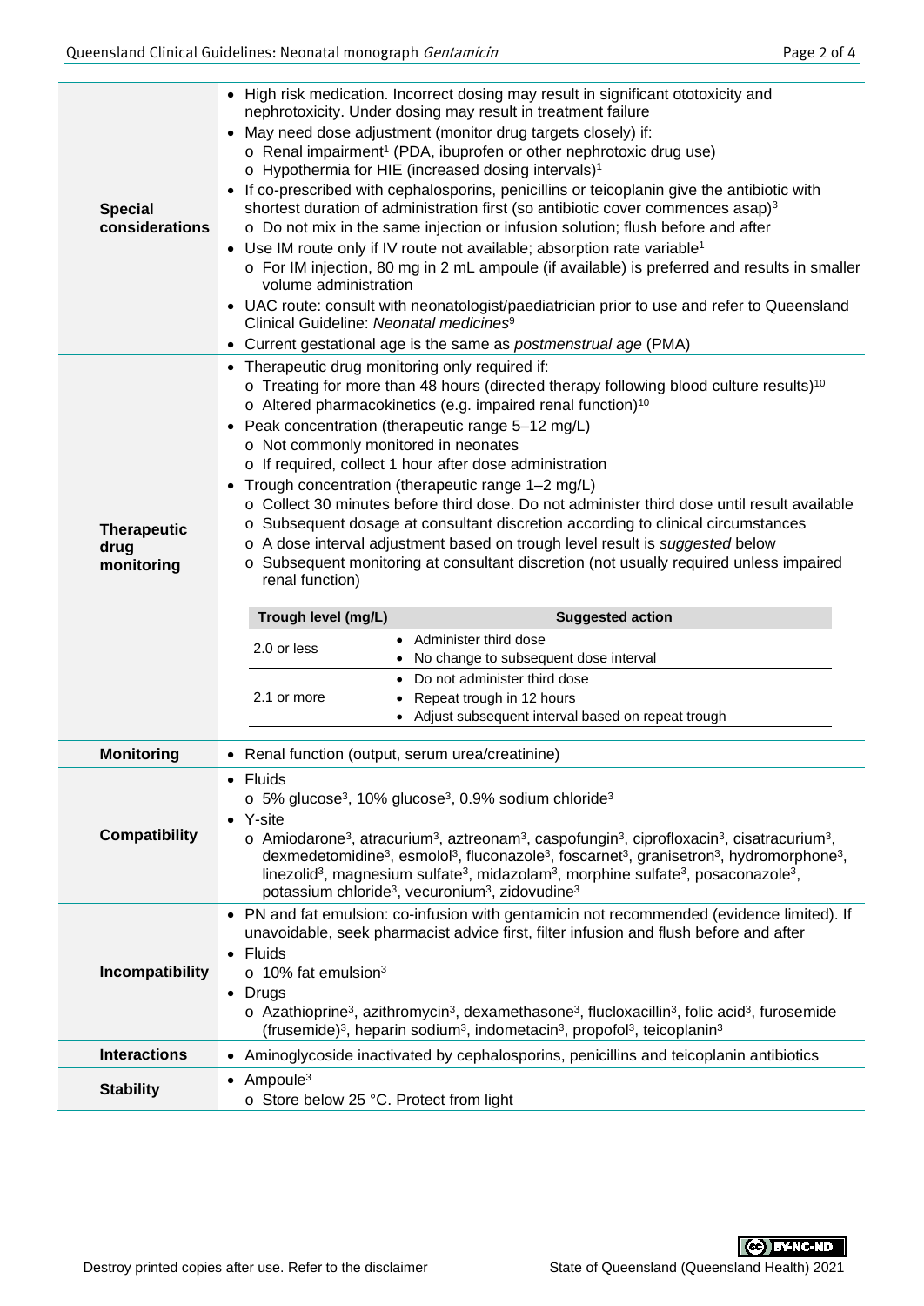| | |
|---|---|
| **Special considerations** | • High risk medication. Incorrect dosing may result in significant ototoxicity and nephrotoxicity. Under dosing may result in treatment failure<br>• May need dose adjustment (monitor drug targets closely) if:<br>  o Renal impairment[1] (PDA, ibuprofen or other nephrotoxic drug use)<br>  o Hypothermia for HIE (increased dosing intervals)[1]<br>• If co-prescribed with cephalosporins, penicillins or teicoplanin give the antibiotic with shortest duration of administration first (so antibiotic cover commences asap)[3]<br>  o Do not mix in the same injection or infusion solution; flush before and after<br>• Use IM route only if IV route not available; absorption rate variable[1]<br>  o For IM injection, 80 mg in 2 mL ampoule (if available) is preferred and results in smaller volume administration<br>• UAC route: consult with neonatologist/paediatrician prior to use and refer to Queensland Clinical Guideline: *Neonatal medicines*[9]<br>• Current gestational age is the same as *postmenstrual age* (PMA) |
| **Therapeutic drug monitoring** | • Therapeutic drug monitoring only required if:<br>  o Treating for more than 48 hours (directed therapy following blood culture results)[10]<br>  o Altered pharmacokinetics (e.g. impaired renal function)[10]<br>• Peak concentration (therapeutic range 5–12 mg/L)<br>  o Not commonly monitored in neonates<br>  o If required, collect 1 hour after dose administration<br>• Trough concentration (therapeutic range 1–2 mg/L)<br>  o Collect 30 minutes before third dose. Do not administer third dose until result available<br>  o Subsequent dosage at consultant discretion according to clinical circumstances<br>  o A dose interval adjustment based on trough level result is *suggested* below<br>  o Subsequent monitoring at consultant discretion (not usually required unless impaired renal function) |

| Trough level (mg/L) | Suggested action |
|---|---|
| 2.0 or less | • Administer third dose<br>• No change to subsequent dose interval |
| 2.1 or more | • Do not administer third dose<br>• Repeat trough in 12 hours<br>• Adjust subsequent interval based on repeat trough |

| | |
|---|---|
| **Monitoring** | • Renal function (output, serum urea/creatinine) |
| **Compatibility** | • Fluids<br>  o 5% glucose[3], 10% glucose[3], 0.9% sodium chloride[3]<br>• Y-site<br>  o Amiodarone[3], atracurium[3], aztreonam[3], caspofungin[3], ciprofloxacin[3], cisatracurium[3], dexmedetomidine[3], esmolol[3], fluconazole[3], foscarnet[3], granisetron[3], hydromorphone[3], linezolid[3], magnesium sulfate[3], midazolam[3], morphine sulfate[3], posaconazole[3], potassium chloride[3], vecuronium[3], zidovudine[3] |
| **Incompatibility** | • PN and fat emulsion: co-infusion with gentamicin not recommended (evidence limited). If unavoidable, seek pharmacist advice first, filter infusion and flush before and after<br>• Fluids<br>  o 10% fat emulsion[3]<br>• Drugs<br>  o Azathioprine[3], azithromycin[3], dexamethasone[3], flucloxacillin[3], folic acid[3], furosemide (frusemide)[3], heparin sodium[3], indometacin[3], propofol[3], teicoplanin[3] |
| **Interactions** | • Aminoglycoside inactivated by cephalosporins, penicillins and teicoplanin antibiotics |
| **Stability** | • Ampoule[3]<br>  o Store below 25 °C. Protect from light |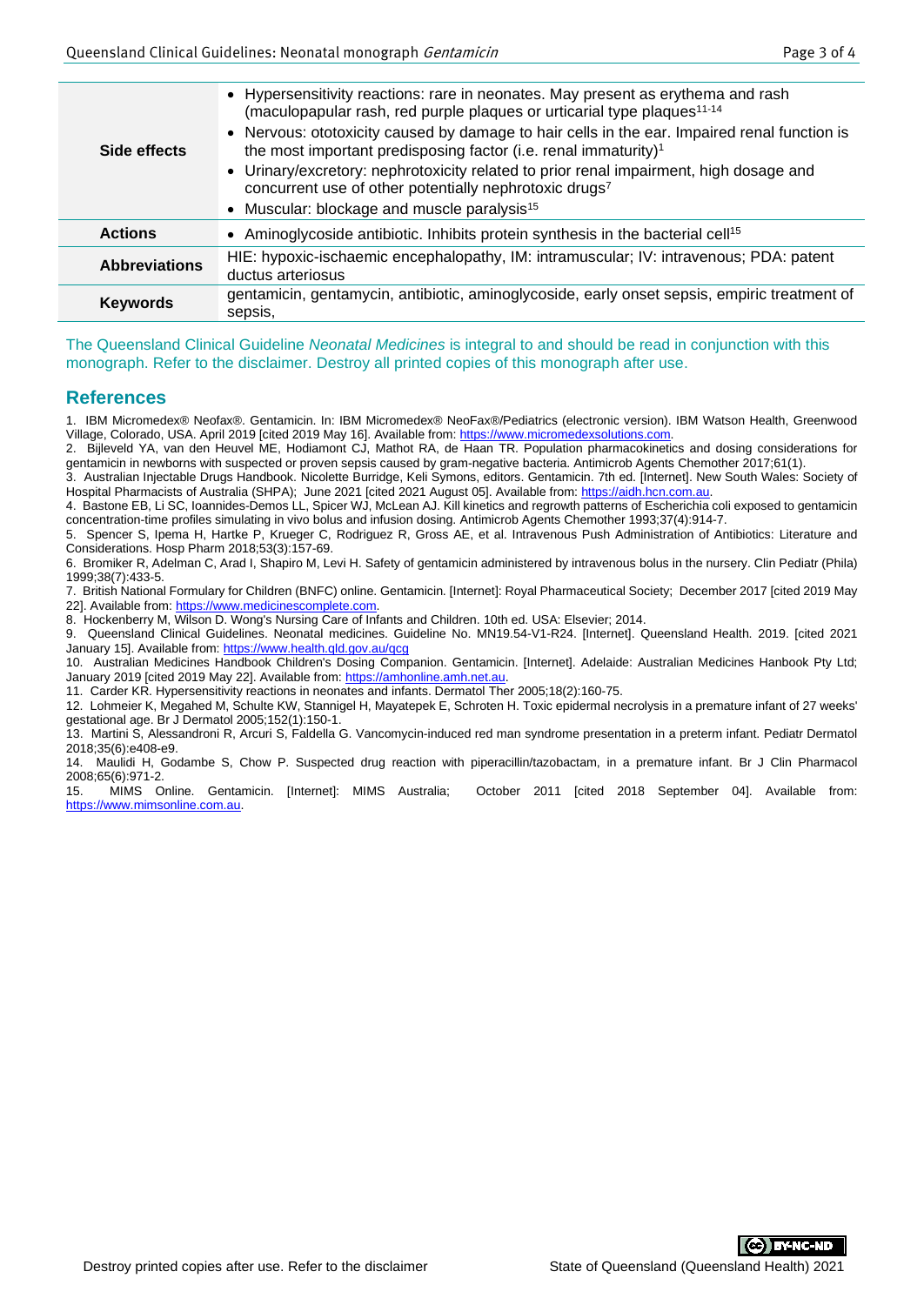| | |
|---|---|
| **Side effects** | • Hypersensitivity reactions: rare in neonates. May present as erythema and rash (maculopapular rash, red purple plaques or urticarial type plaques[11-14]<br>• Nervous: ototoxicity caused by damage to hair cells in the ear. Impaired renal function is the most important predisposing factor (i.e. renal immaturity)[1]<br>• Urinary/excretory: nephrotoxicity related to prior renal impairment, high dosage and concurrent use of other potentially nephrotoxic drugs[7]<br>• Muscular: blockage and muscle paralysis[15] |
| **Actions** | • Aminoglycoside antibiotic. Inhibits protein synthesis in the bacterial cell[15] |
| **Abbreviations** | HIE: hypoxic-ischaemic encephalopathy, IM: intramuscular; IV: intravenous; PDA: patent ductus arteriosus |
| **Keywords** | gentamicin, gentamycin, antibiotic, aminoglycoside, early onset sepsis, empiric treatment of sepsis, |

The Queensland Clinical Guideline *Neonatal Medicines* is integral to and should be read in conjunction with this monograph. Refer to the disclaimer. Destroy all printed copies of this monograph after use.

## References

1. IBM Micromedex® Neofax®. Gentamicin. In: IBM Micromedex® NeoFax®/Pediatrics (electronic version). IBM Watson Health, Greenwood Village, Colorado, USA. April 2019 [cited 2019 May 16]. Available from: https://www.micromedexsolutions.com.
2. Bijleveld YA, van den Heuvel ME, Hodiamont CJ, Mathot RA, de Haan TR. Population pharmacokinetics and dosing considerations for gentamicin in newborns with suspected or proven sepsis caused by gram-negative bacteria. Antimicrob Agents Chemother 2017;61(1).
3. Australian Injectable Drugs Handbook. Nicolette Burridge, Keli Symons, editors. Gentamicin. 7th ed. [Internet]. New South Wales: Society of Hospital Pharmacists of Australia (SHPA); June 2021 [cited 2021 August 05]. Available from: https://aidh.hcn.com.au.
4. Bastone EB, Li SC, Ioannides-Demos LL, Spicer WJ, McLean AJ. Kill kinetics and regrowth patterns of Escherichia coli exposed to gentamicin concentration-time profiles simulating in vivo bolus and infusion dosing. Antimicrob Agents Chemother 1993;37(4):914-7.
5. Spencer S, Ipema H, Hartke P, Krueger C, Rodriguez R, Gross AE, et al. Intravenous Push Administration of Antibiotics: Literature and Considerations. Hosp Pharm 2018;53(3):157-69.
6. Bromiker R, Adelman C, Arad I, Shapiro M, Levi H. Safety of gentamicin administered by intravenous bolus in the nursery. Clin Pediatr (Phila) 1999;38(7):433-5.
7. British National Formulary for Children (BNFC) online. Gentamicin. [Internet]: Royal Pharmaceutical Society; December 2017 [cited 2019 May 22]. Available from: https://www.medicinescomplete.com.
8. Hockenberry M, Wilson D. Wong's Nursing Care of Infants and Children. 10th ed. USA: Elsevier; 2014.
9. Queensland Clinical Guidelines. Neonatal medicines. Guideline No. MN19.54-V1-R24. [Internet]. Queensland Health. 2019. [cited 2021 January 15]. Available from: https://www.health.qld.gov.au/qcg
10. Australian Medicines Handbook Children's Dosing Companion. Gentamicin. [Internet]. Adelaide: Australian Medicines Hanbook Pty Ltd; January 2019 [cited 2019 May 22]. Available from: https://amhonline.amh.net.au.
11. Carder KR. Hypersensitivity reactions in neonates and infants. Dermatol Ther 2005;18(2):160-75.
12. Lohmeier K, Megahed M, Schulte KW, Stannigel H, Mayatepek E, Schroten H. Toxic epidermal necrolysis in a premature infant of 27 weeks' gestational age. Br J Dermatol 2005;152(1):150-1.
13. Martini S, Alessandroni R, Arcuri S, Faldella G. Vancomycin-induced red man syndrome presentation in a preterm infant. Pediatr Dermatol 2018;35(6):e408-e9.
14. Maulidi H, Godambe S, Chow P. Suspected drug reaction with piperacillin/tazobactam, in a premature infant. Br J Clin Pharmacol 2008;65(6):971-2.
15. MIMS Online. Gentamicin. [Internet]: MIMS Australia; October 2011 [cited 2018 September 04]. Available from: https://www.mimsonline.com.au.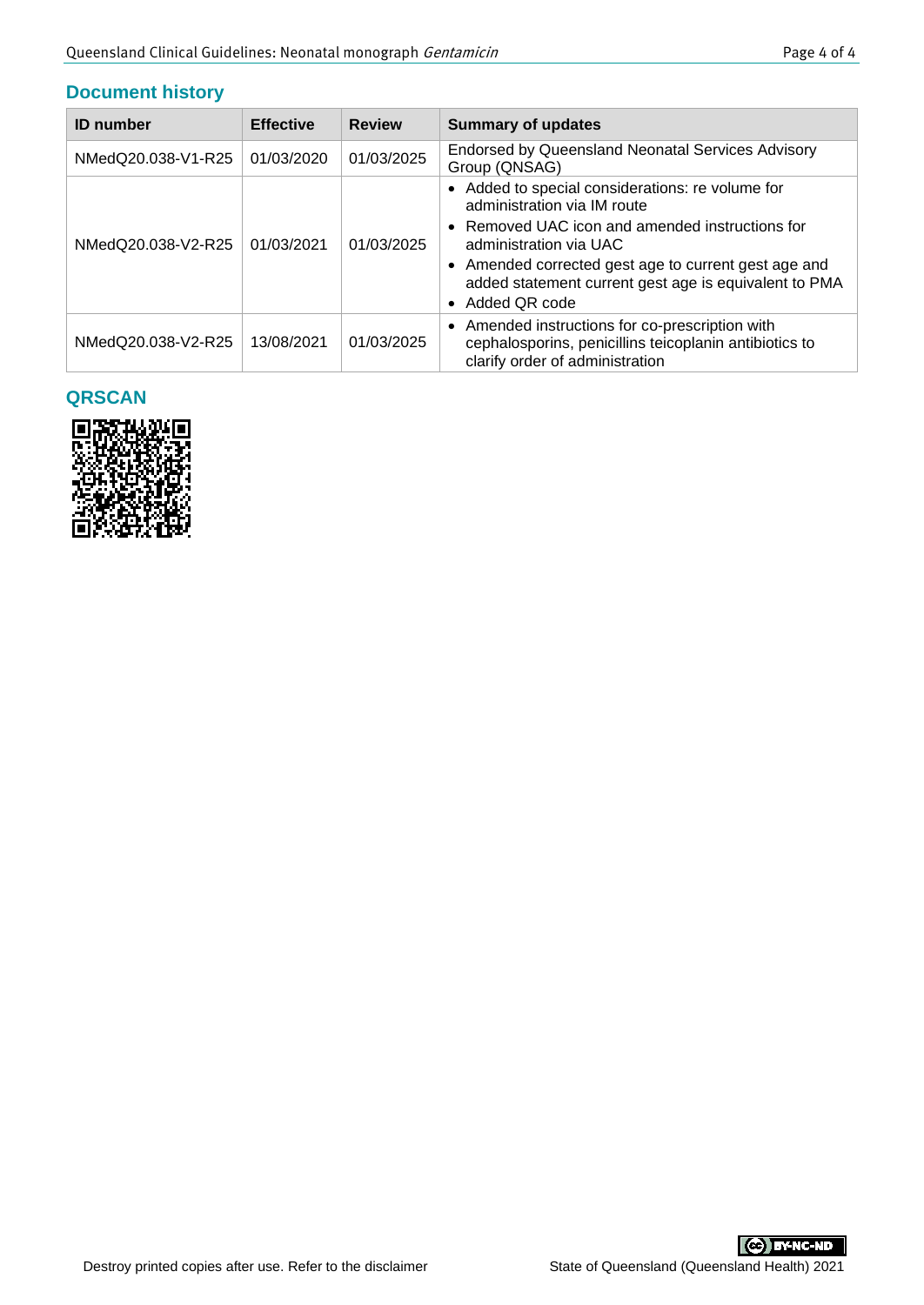## Document history

| ID number | Effective | Review | Summary of updates |
|---|---|---|---|
| NMedQ20.038-V1-R25 | 01/03/2020 | 01/03/2025 | Endorsed by Queensland Neonatal Services Advisory Group (QNSAG) |
| NMedQ20.038-V2-R25 | 01/03/2021 | 01/03/2025 | • Added to special considerations: re volume for administration via IM route<br>• Removed UAC icon and amended instructions for administration via UAC<br>• Amended corrected gest age to current gest age and added statement current gest age is equivalent to PMA<br>• Added QR code |
| NMedQ20.038-V2-R25 | 13/08/2021 | 01/03/2025 | • Amended instructions for co-prescription with cephalosporins, penicillins teicoplanin antibiotics to clarify order of administration |

## QRSCAN

Destroy printed copies after use. Refer to the disclaimer

State of Queensland (Queensland Health) 2021